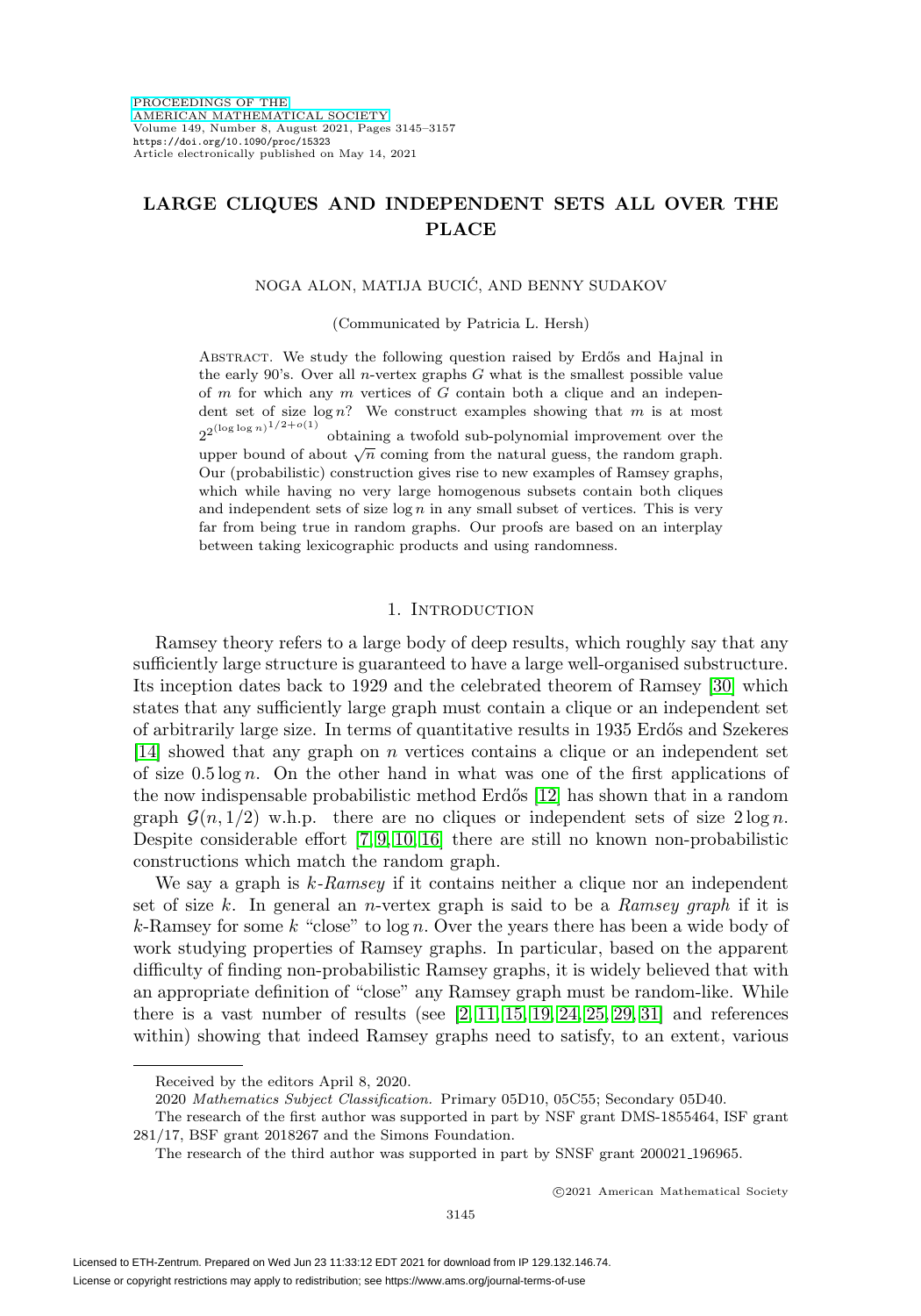# LARGE CLIQUES AND INDEPENDENT SETS ALL OVER THE PLACE

NOGA ALON, MATIJA BUCIĆ, AND BENNY SUDAKOV

(Communicated by Patricia L. Hersh)

Abstract. We study the following question raised by Erdős and Hajnal in the early 90's. Over all $n$-vertex graphs $G$ what is the smallest possible value of $m$ for which any $m$ vertices of $G$ contain both a clique and an independent set of size $\log n$? We construct examples showing that $m$ is at most $2^{2^{(\log\log n)^{1/2+o(1)}}}$ obtaining a twofold sub-polynomial improvement over the upper bound of about $\sqrt{n}$ coming from the natural guess, the random graph. Our (probabilistic) construction gives rise to new examples of Ramsey graphs, which while having no very large homogenous subsets contain both cliques and independent sets of size $\log n$ in any small subset of vertices. This is very far from being true in random graphs. Our proofs are based on an interplay between taking lexicographic products and using randomness.

## 1. Introduction

Ramsey theory refers to a large body of deep results, which roughly say that any sufficiently large structure is guaranteed to have a large well-organised substructure. Its inception dates back to 1929 and the celebrated theorem of Ramsey [30] which states that any sufficiently large graph must contain a clique or an independent set of arbitrarily large size. In terms of quantitative results in 1935 Erdős and Szekeres [14] showed that any graph on $n$ vertices contains a clique or an independent set of size $0.5 \log n$. On the other hand in what was one of the first applications of the now indispensable probabilistic method Erdős [12] has shown that in a random graph $\mathcal{G}(n, 1/2)$ w.h.p. there are no cliques or independent sets of size $2 \log n$. Despite considerable effort [7, 9, 10, 16] there are still no known non-probabilistic constructions which match the random graph.

We say a graph is *$k$-Ramsey* if it contains neither a clique nor an independent set of size $k$. In general an $n$-vertex graph is said to be a *Ramsey graph* if it is $k$-Ramsey for some $k$ "close" to $\log n$. Over the years there has been a wide body of work studying properties of Ramsey graphs. In particular, based on the apparent difficulty of finding non-probabilistic Ramsey graphs, it is widely believed that with an appropriate definition of "close" any Ramsey graph must be random-like. While there is a vast number of results (see [2, 11, 15, 19, 24, 25, 29, 31] and references within) showing that indeed Ramsey graphs need to satisfy, to an extent, various

---

Received by the editors April 8, 2020.

2020 *Mathematics Subject Classification.* Primary 05D10, 05C55; Secondary 05D40.

The research of the first author was supported in part by NSF grant DMS-1855464, ISF grant 281/17, BSF grant 2018267 and the Simons Foundation.

The research of the third author was supported in part by SNSF grant 200021_196965.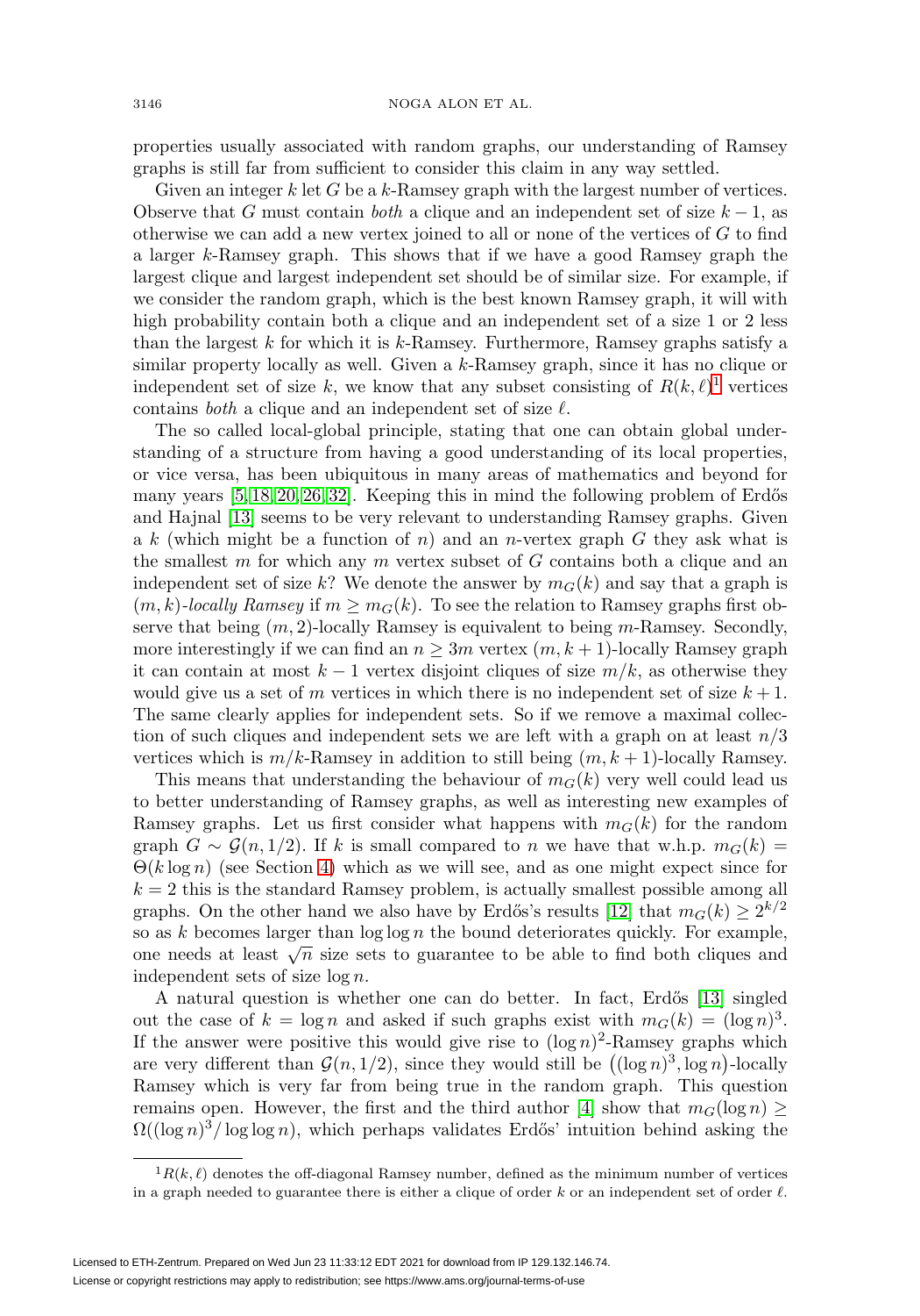properties usually associated with random graphs, our understanding of Ramsey graphs is still far from sufficient to consider this claim in any way settled.

Given an integer $k$ let $G$ be a $k$-Ramsey graph with the largest number of vertices. Observe that $G$ must contain *both* a clique and an independent set of size $k-1$, as otherwise we can add a new vertex joined to all or none of the vertices of $G$ to find a larger $k$-Ramsey graph. This shows that if we have a good Ramsey graph the largest clique and largest independent set should be of similar size. For example, if we consider the random graph, which is the best known Ramsey graph, it will with high probability contain both a clique and an independent set of a size 1 or 2 less than the largest $k$ for which it is $k$-Ramsey. Furthermore, Ramsey graphs satisfy a similar property locally as well. Given a $k$-Ramsey graph, since it has no clique or independent set of size $k$, we know that any subset consisting of $R(k,\ell)$[1] vertices contains *both* a clique and an independent set of size $\ell$.

The so called local-global principle, stating that one can obtain global understanding of a structure from having a good understanding of its local properties, or vice versa, has been ubiquitous in many areas of mathematics and beyond for many years [5, 18, 20, 26, 32]. Keeping this in mind the following problem of Erdős and Hajnal [13] seems to be very relevant to understanding Ramsey graphs. Given a $k$ (which might be a function of $n$) and an $n$-vertex graph $G$ they ask what is the smallest $m$ for which any $m$ vertex subset of $G$ contains both a clique and an independent set of size $k$? We denote the answer by $m_G(k)$ and say that a graph is $(m,k)$-*locally Ramsey* if $m \geq m_G(k)$. To see the relation to Ramsey graphs first observe that being $(m,2)$-locally Ramsey is equivalent to being $m$-Ramsey. Secondly, more interestingly if we can find an $n \geq 3m$ vertex $(m,k+1)$-locally Ramsey graph it can contain at most $k-1$ vertex disjoint cliques of size $m/k$, as otherwise they would give us a set of $m$ vertices in which there is no independent set of size $k+1$. The same clearly applies for independent sets. So if we remove a maximal collection of such cliques and independent sets we are left with a graph on at least $n/3$ vertices which is $m/k$-Ramsey in addition to still being $(m,k+1)$-locally Ramsey.

This means that understanding the behaviour of $m_G(k)$ very well could lead us to better understanding of Ramsey graphs, as well as interesting new examples of Ramsey graphs. Let us first consider what happens with $m_G(k)$ for the random graph $G \sim \mathcal{G}(n,1/2)$. If $k$ is small compared to $n$ we have that w.h.p. $m_G(k) = \Theta(k \log n)$ (see Section 4) which as we will see, and as one might expect since for $k=2$ this is the standard Ramsey problem, is actually smallest possible among all graphs. On the other hand we also have by Erdős's results [12] that $m_G(k) \geq 2^{k/2}$ so as $k$ becomes larger than $\log\log n$ the bound deteriorates quickly. For example, one needs at least $\sqrt{n}$ size sets to guarantee to be able to find both cliques and independent sets of size $\log n$.

A natural question is whether one can do better. In fact, Erdős [13] singled out the case of $k = \log n$ and asked if such graphs exist with $m_G(k) = (\log n)^3$. If the answer were positive this would give rise to $(\log n)^2$-Ramsey graphs which are very different than $\mathcal{G}(n,1/2)$, since they would still be $\left((\log n)^3, \log n\right)$-locally Ramsey which is very far from being true in the random graph. This question remains open. However, the first and the third author [4] show that $m_G(\log n) \geq \Omega((\log n)^3/\log\log n)$, which perhaps validates Erdős' intuition behind asking the

[1] $R(k,\ell)$ denotes the off-diagonal Ramsey number, defined as the minimum number of vertices in a graph needed to guarantee there is either a clique of order $k$ or an independent set of order $\ell$.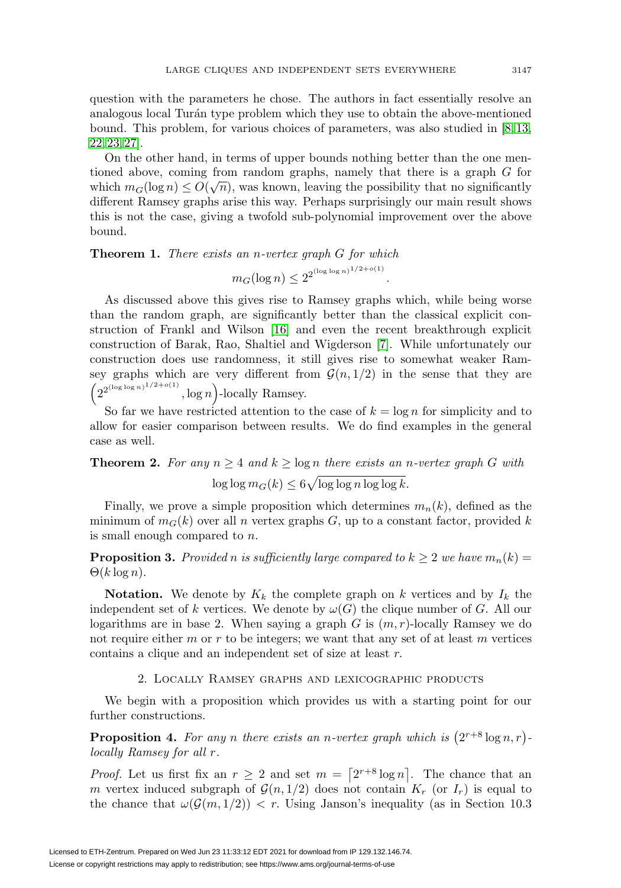question with the parameters he chose. The authors in fact essentially resolve an analogous local Turán type problem which they use to obtain the above-mentioned bound. This problem, for various choices of parameters, was also studied in [8, 13, 22, 23, 27].

On the other hand, in terms of upper bounds nothing better than the one mentioned above, coming from random graphs, namely that there is a graph $G$ for which $m_G(\log n) \le O(\sqrt{n})$, was known, leaving the possibility that no significantly different Ramsey graphs arise this way. Perhaps surprisingly our main result shows this is not the case, giving a twofold sub-polynomial improvement over the above bound.

**Theorem 1.** *There exists an $n$-vertex graph $G$ for which*

$$m_G(\log n) \le 2^{2^{(\log \log n)^{1/2+o(1)}}}.$$

As discussed above this gives rise to Ramsey graphs which, while being worse than the random graph, are significantly better than the classical explicit construction of Frankl and Wilson [16] and even the recent breakthrough explicit construction of Barak, Rao, Shaltiel and Wigderson [7]. While unfortunately our construction does use randomness, it still gives rise to somewhat weaker Ramsey graphs which are very different from $\mathcal{G}(n, 1/2)$ in the sense that they are $\left(2^{2^{(\log\log n)^{1/2+o(1)}}}, \log n\right)$-locally Ramsey.

So far we have restricted attention to the case of $k = \log n$ for simplicity and to allow for easier comparison between results. We do find examples in the general case as well.

**Theorem 2.** *For any $n \ge 4$ and $k \ge \log n$ there exists an $n$-vertex graph $G$ with*

$$\log \log m_G(k) \le 6\sqrt{\log \log n \log \log k}.$$

Finally, we prove a simple proposition which determines $m_n(k)$, defined as the minimum of $m_G(k)$ over all $n$ vertex graphs $G$, up to a constant factor, provided $k$ is small enough compared to $n$.

**Proposition 3.** *Provided $n$ is sufficiently large compared to $k \ge 2$ we have $m_n(k) = \Theta(k \log n)$.*

**Notation.** We denote by $K_k$ the complete graph on $k$ vertices and by $I_k$ the independent set of $k$ vertices. We denote by $\omega(G)$ the clique number of $G$. All our logarithms are in base 2. When saying a graph $G$ is $(m, r)$-locally Ramsey we do not require either $m$ or $r$ to be integers; we want that any set of at least $m$ vertices contains a clique and an independent set of size at least $r$.

## 2. Locally Ramsey graphs and lexicographic products

We begin with a proposition which provides us with a starting point for our further constructions.

**Proposition 4.** *For any $n$ there exists an $n$-vertex graph which is $\left(2^{r+8}\log n, r\right)$-locally Ramsey for all $r$.*

*Proof.* Let us first fix an $r \ge 2$ and set $m = \lceil 2^{r+8} \log n \rceil$. The chance that an $m$ vertex induced subgraph of $\mathcal{G}(n, 1/2)$ does not contain $K_r$ (or $I_r$) is equal to the chance that $\omega(\mathcal{G}(m, 1/2)) < r$. Using Janson's inequality (as in Section 10.3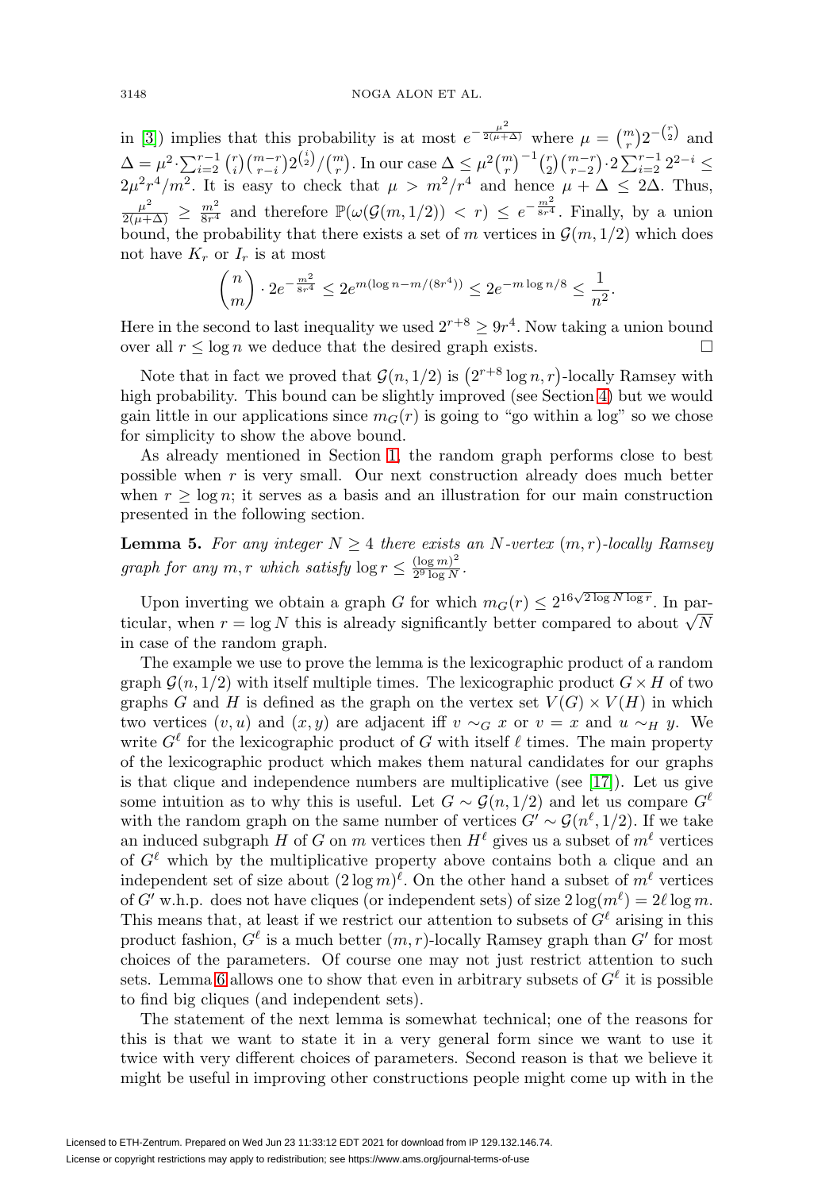in [3]) implies that this probability is at most $e^{-\frac{\mu^2}{2(\mu+\Delta)}}$ where $\mu = \binom{m}{r}2^{-\binom{r}{2}}$ and $\Delta = \mu^2 \cdot \sum_{i=2}^{r-1}\binom{r}{i}\binom{m-r}{r-i}2^{\binom{i}{2}}/\binom{m}{r}$. In our case $\Delta \le \mu^2\binom{m}{r}^{-1}\binom{r}{2}\binom{m-r}{r-2}\cdot 2\sum_{i=2}^{r-1}2^{2-i} \le 2\mu^2 r^4/m^2$. It is easy to check that $\mu > m^2/r^4$ and hence $\mu + \Delta \le 2\Delta$. Thus, $\frac{\mu^2}{2(\mu+\Delta)} \ge \frac{m^2}{8r^4}$ and therefore $\mathbb{P}(\omega(\mathcal{G}(m,1/2)) < r) \le e^{-\frac{m^2}{8r^4}}$. Finally, by a union bound, the probability that there exists a set of $m$ vertices in $\mathcal{G}(m,1/2)$ which does not have $K_r$ or $I_r$ is at most

$$\binom{n}{m}\cdot 2e^{-\frac{m^2}{8r^4}} \le 2e^{m(\log n - m/(8r^4))} \le 2e^{-m\log n/8} \le \frac{1}{n^2}.$$

Here in the second to last inequality we used $2^{r+8} \ge 9r^4$. Now taking a union bound over all $r \le \log n$ we deduce that the desired graph exists. $\square$

Note that in fact we proved that $\mathcal{G}(n,1/2)$ is $\left(2^{r+8}\log n, r\right)$-locally Ramsey with high probability. This bound can be slightly improved (see Section 4) but we would gain little in our applications since $m_G(r)$ is going to "go within a log" so we chose for simplicity to show the above bound.

As already mentioned in Section 1, the random graph performs close to best possible when $r$ is very small. Our next construction already does much better when $r \ge \log n$; it serves as a basis and an illustration for our main construction presented in the following section.

**Lemma 5.** *For any integer $N \ge 4$ there exists an $N$-vertex $(m,r)$-locally Ramsey graph for any $m, r$ which satisfy $\log r \le \frac{(\log m)^2}{2^9 \log N}$.*

Upon inverting we obtain a graph $G$ for which $m_G(r) \le 2^{16\sqrt{2\log N \log r}}$. In particular, when $r = \log N$ this is already significantly better compared to about $\sqrt{N}$ in case of the random graph.

The example we use to prove the lemma is the lexicographic product of a random graph $\mathcal{G}(n,1/2)$ with itself multiple times. The lexicographic product $G \times H$ of two graphs $G$ and $H$ is defined as the graph on the vertex set $V(G) \times V(H)$ in which two vertices $(v,u)$ and $(x,y)$ are adjacent iff $v \sim_G x$ or $v = x$ and $u \sim_H y$. We write $G^\ell$ for the lexicographic product of $G$ with itself $\ell$ times. The main property of the lexicographic product which makes them natural candidates for our graphs is that clique and independence numbers are multiplicative (see [17]). Let us give some intuition as to why this is useful. Let $G \sim \mathcal{G}(n,1/2)$ and let us compare $G^\ell$ with the random graph on the same number of vertices $G' \sim \mathcal{G}(n^\ell,1/2)$. If we take an induced subgraph $H$ of $G$ on $m$ vertices then $H^\ell$ gives us a subset of $m^\ell$ vertices of $G^\ell$ which by the multiplicative property above contains both a clique and an independent set of size about $(2\log m)^\ell$. On the other hand a subset of $m^\ell$ vertices of $G'$ w.h.p. does not have cliques (or independent sets) of size $2\log(m^\ell) = 2\ell\log m$. This means that, at least if we restrict our attention to subsets of $G^\ell$ arising in this product fashion, $G^\ell$ is a much better $(m,r)$-locally Ramsey graph than $G'$ for most choices of the parameters. Of course one may not just restrict attention to such sets. Lemma 6 allows one to show that even in arbitrary subsets of $G^\ell$ it is possible to find big cliques (and independent sets).

The statement of the next lemma is somewhat technical; one of the reasons for this is that we want to state it in a very general form since we want to use it twice with very different choices of parameters. Second reason is that we believe it might be useful in improving other constructions people might come up with in the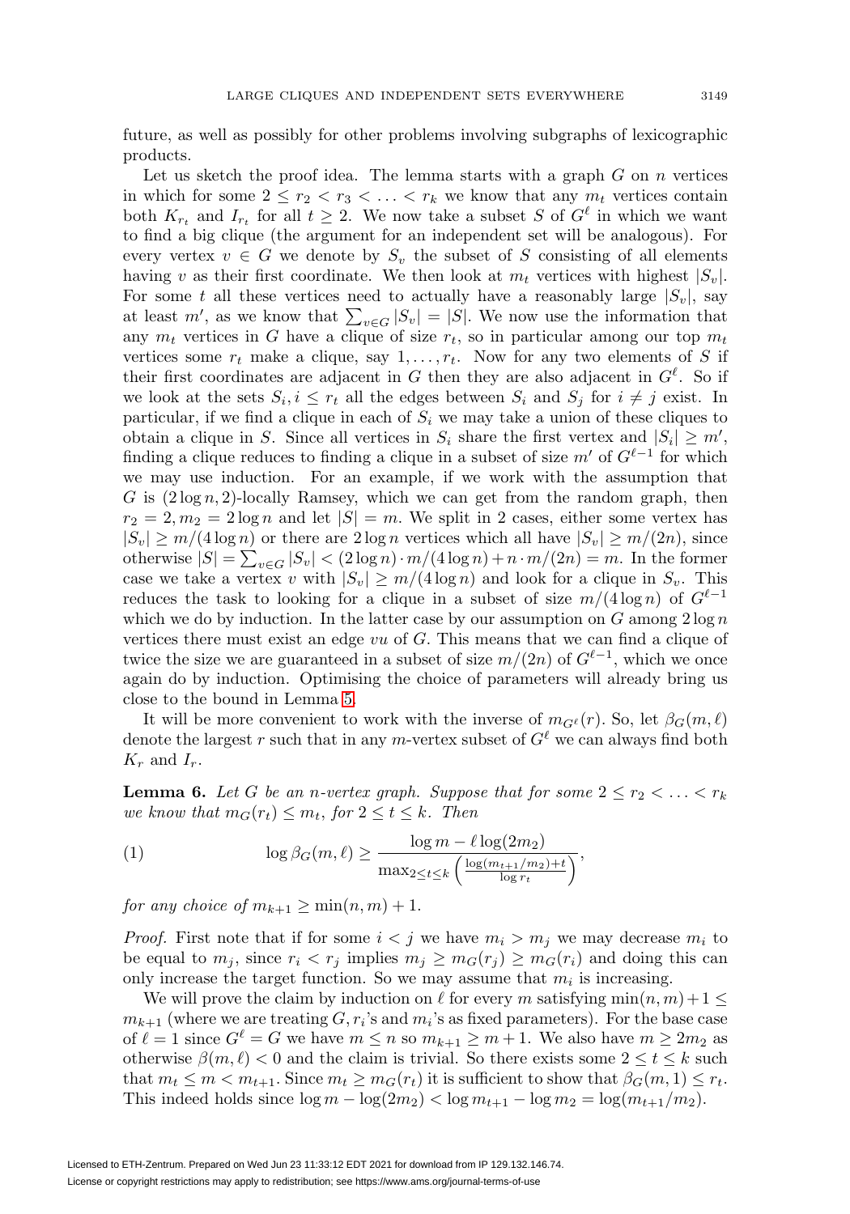future, as well as possibly for other problems involving subgraphs of lexicographic products.

Let us sketch the proof idea. The lemma starts with a graph $G$ on $n$ vertices in which for some $2 \le r_2 < r_3 < \ldots < r_k$ we know that any $m_t$ vertices contain both $K_{r_t}$ and $I_{r_t}$ for all $t \ge 2$. We now take a subset $S$ of $G^\ell$ in which we want to find a big clique (the argument for an independent set will be analogous). For every vertex $v \in G$ we denote by $S_v$ the subset of $S$ consisting of all elements having $v$ as their first coordinate. We then look at $m_t$ vertices with highest $|S_v|$. For some $t$ all these vertices need to actually have a reasonably large $|S_v|$, say at least $m'$, as we know that $\sum_{v \in G} |S_v| = |S|$. We now use the information that any $m_t$ vertices in $G$ have a clique of size $r_t$, so in particular among our top $m_t$ vertices some $r_t$ make a clique, say $1, \ldots, r_t$. Now for any two elements of $S$ if their first coordinates are adjacent in $G$ then they are also adjacent in $G^\ell$. So if we look at the sets $S_i, i \le r_t$ all the edges between $S_i$ and $S_j$ for $i \neq j$ exist. In particular, if we find a clique in each of $S_i$ we may take a union of these cliques to obtain a clique in $S$. Since all vertices in $S_i$ share the first vertex and $|S_i| \ge m'$, finding a clique reduces to finding a clique in a subset of size $m'$ of $G^{\ell-1}$ for which we may use induction. For an example, if we work with the assumption that $G$ is $(2\log n, 2)$-locally Ramsey, which we can get from the random graph, then $r_2 = 2, m_2 = 2\log n$ and let $|S| = m$. We split in 2 cases, either some vertex has $|S_v| \ge m/(4\log n)$ or there are $2\log n$ vertices which all have $|S_v| \ge m/(2n)$, since otherwise $|S| = \sum_{v \in G} |S_v| < (2\log n) \cdot m/(4\log n) + n \cdot m/(2n) = m$. In the former case we take a vertex $v$ with $|S_v| \ge m/(4\log n)$ and look for a clique in $S_v$. This reduces the task to looking for a clique in a subset of size $m/(4\log n)$ of $G^{\ell-1}$ which we do by induction. In the latter case by our assumption on $G$ among $2\log n$ vertices there must exist an edge $vu$ of $G$. This means that we can find a clique of twice the size we are guaranteed in a subset of size $m/(2n)$ of $G^{\ell-1}$, which we once again do by induction. Optimising the choice of parameters will already bring us close to the bound in Lemma 5.

It will be more convenient to work with the inverse of $m_{G^\ell}(r)$. So, let $\beta_G(m, \ell)$ denote the largest $r$ such that in any $m$-vertex subset of $G^\ell$ we can always find both $K_r$ and $I_r$.

**Lemma 6.** *Let $G$ be an $n$-vertex graph. Suppose that for some $2 \le r_2 < \ldots < r_k$ we know that $m_G(r_t) \le m_t$, for $2 \le t \le k$. Then*

$$\log \beta_G(m, \ell) \ge \frac{\log m - \ell \log(2m_2)}{\max_{2 \le t \le k} \left( \frac{\log(m_{t+1}/m_2) + t}{\log r_t} \right)}, \tag{1}$$

*for any choice of $m_{k+1} \ge \min(n, m) + 1$.*

*Proof.* First note that if for some $i < j$ we have $m_i > m_j$ we may decrease $m_i$ to be equal to $m_j$, since $r_i < r_j$ implies $m_j \ge m_G(r_j) \ge m_G(r_i)$ and doing this can only increase the target function. So we may assume that $m_i$ is increasing.

We will prove the claim by induction on $\ell$ for every $m$ satisfying $\min(n, m) + 1 \le m_{k+1}$ (where we are treating $G, r_i$'s and $m_i$'s as fixed parameters). For the base case of $\ell = 1$ since $G^\ell = G$ we have $m \le n$ so $m_{k+1} \ge m + 1$. We also have $m \ge 2m_2$ as otherwise $\beta(m, \ell) < 0$ and the claim is trivial. So there exists some $2 \le t \le k$ such that $m_t \le m < m_{t+1}$. Since $m_t \ge m_G(r_t)$ it is sufficient to show that $\beta_G(m, 1) \le r_t$. This indeed holds since $\log m - \log(2m_2) < \log m_{t+1} - \log m_2 = \log(m_{t+1}/m_2)$.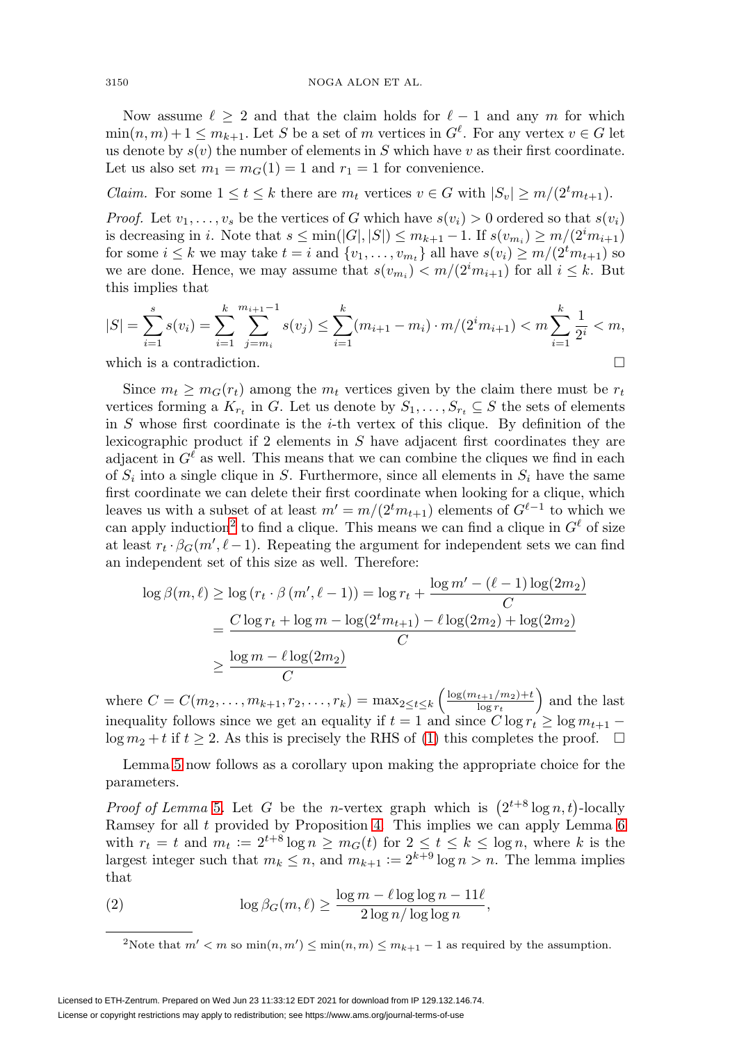Now assume $\ell \geq 2$ and that the claim holds for $\ell - 1$ and any $m$ for which $\min(n, m) + 1 \leq m_{k+1}$. Let $S$ be a set of $m$ vertices in $G^\ell$. For any vertex $v \in G$ let us denote by $s(v)$ the number of elements in $S$ which have $v$ as their first coordinate. Let us also set $m_1 = m_G(1) = 1$ and $r_1 = 1$ for convenience.

*Claim.* For some $1 \leq t \leq k$ there are $m_t$ vertices $v \in G$ with $|S_v| \geq m/(2^t m_{t+1})$.

*Proof.* Let $v_1, \ldots, v_s$ be the vertices of $G$ which have $s(v_i) > 0$ ordered so that $s(v_i)$ is decreasing in $i$. Note that $s \leq \min(|G|, |S|) \leq m_{k+1} - 1$. If $s(v_{m_i}) \geq m/(2^i m_{i+1})$ for some $i \leq k$ we may take $t = i$ and $\{v_1, \ldots, v_{m_t}\}$ all have $s(v_i) \geq m/(2^t m_{t+1})$ so we are done. Hence, we may assume that $s(v_{m_i}) < m/(2^i m_{i+1})$ for all $i \leq k$. But this implies that

$$|S| = \sum_{i=1}^{s} s(v_i) = \sum_{i=1}^{k} \sum_{j=m_i}^{m_{i+1}-1} s(v_j) \leq \sum_{i=1}^{k} (m_{i+1} - m_i) \cdot m/(2^i m_{i+1}) < m \sum_{i=1}^{k} \frac{1}{2^i} < m,$$

which is a contradiction. $\square$

Since $m_t \geq m_G(r_t)$ among the $m_t$ vertices given by the claim there must be $r_t$ vertices forming a $K_{r_t}$ in $G$. Let us denote by $S_1, \ldots, S_{r_t} \subseteq S$ the sets of elements in $S$ whose first coordinate is the $i$-th vertex of this clique. By definition of the lexicographic product if 2 elements in $S$ have adjacent first coordinates they are adjacent in $G^\ell$ as well. This means that we can combine the cliques we find in each of $S_i$ into a single clique in $S$. Furthermore, since all elements in $S_i$ have the same first coordinate we can delete their first coordinate when looking for a clique, which leaves us with a subset of at least $m' = m/(2^t m_{t+1})$ elements of $G^{\ell-1}$ to which we can apply induction[2] to find a clique. This means we can find a clique in $G^\ell$ of size at least $r_t \cdot \beta_G(m', \ell - 1)$. Repeating the argument for independent sets we can find an independent set of this size as well. Therefore:

$$\begin{aligned}
\log \beta(m, \ell) &\geq \log\left(r_t \cdot \beta\left(m', \ell - 1\right)\right) = \log r_t + \frac{\log m' - (\ell - 1)\log(2m_2)}{C} \\
&= \frac{C \log r_t + \log m - \log(2^t m_{t+1}) - \ell \log(2m_2) + \log(2m_2)}{C} \\
&\geq \frac{\log m - \ell \log(2m_2)}{C}
\end{aligned}$$

where $C = C(m_2, \ldots, m_{k+1}, r_2, \ldots, r_k) = \max_{2 \leq t \leq k} \left( \frac{\log(m_{t+1}/m_2) + t}{\log r_t} \right)$ and the last inequality follows since we get an equality if $t = 1$ and since $C \log r_t \geq \log m_{t+1} - \log m_2 + t$ if $t \geq 2$. As this is precisely the RHS of (1) this completes the proof. $\square$

Lemma 5 now follows as a corollary upon making the appropriate choice for the parameters.

*Proof of Lemma* 5. Let $G$ be the $n$-vertex graph which is $\left(2^{t+8} \log n, t\right)$-locally Ramsey for all $t$ provided by Proposition 4. This implies we can apply Lemma 6 with $r_t = t$ and $m_t := 2^{t+8} \log n \geq m_G(t)$ for $2 \leq t \leq k \leq \log n$, where $k$ is the largest integer such that $m_k \leq n$, and $m_{k+1} := 2^{k+9} \log n > n$. The lemma implies that

$$\log \beta_G(m, \ell) \geq \frac{\log m - \ell \log \log n - 11\ell}{2 \log n / \log \log n}, \tag{2}$$

[2] Note that $m' < m$ so $\min(n, m') \leq \min(n, m) \leq m_{k+1} - 1$ as required by the assumption.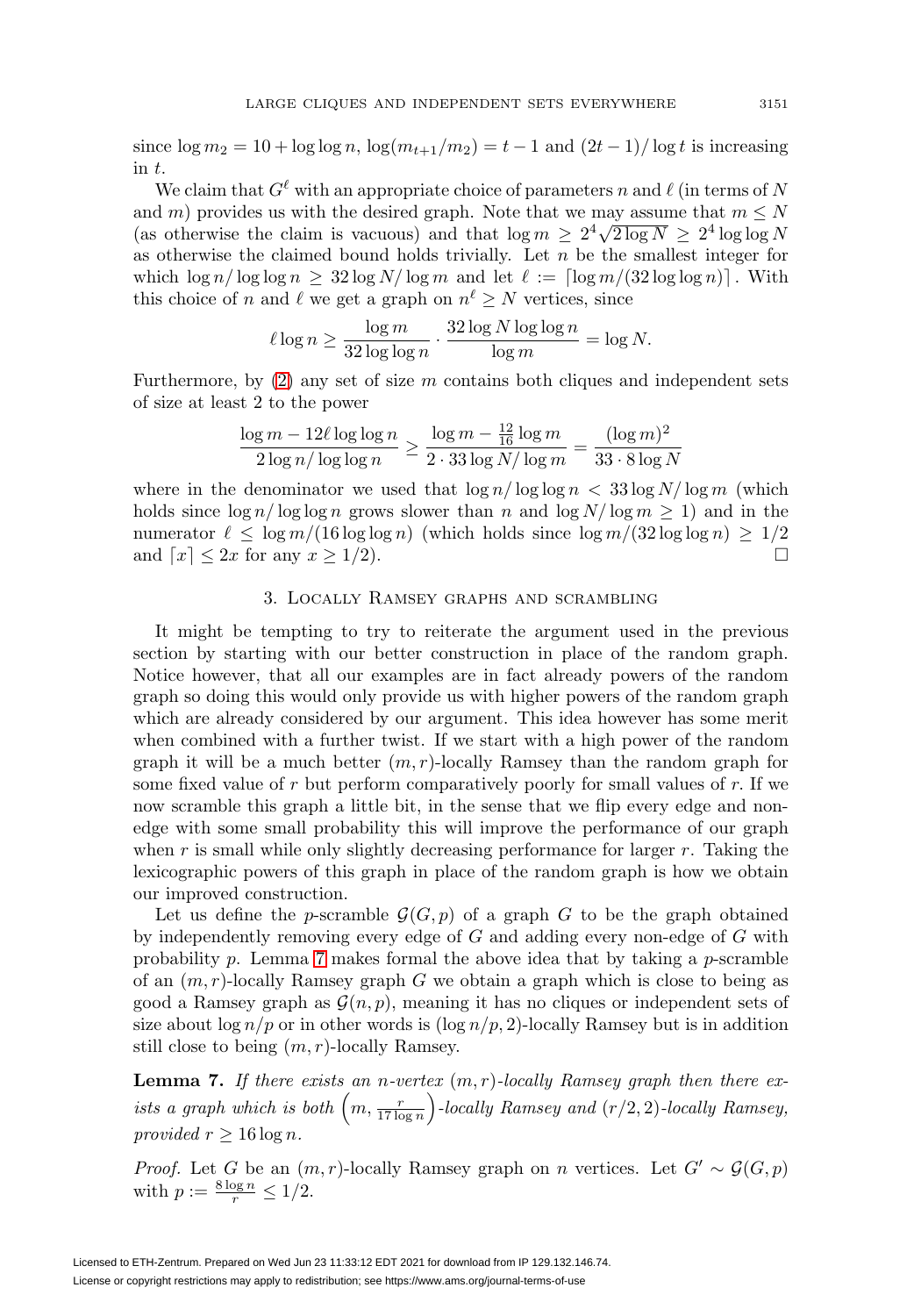since $\log m_2 = 10 + \log\log n$, $\log(m_{t+1}/m_2) = t-1$ and $(2t-1)/\log t$ is increasing in $t$.

We claim that $G^\ell$ with an appropriate choice of parameters $n$ and $\ell$ (in terms of $N$ and $m$) provides us with the desired graph. Note that we may assume that $m \le N$ (as otherwise the claim is vacuous) and that $\log m \ge 2^4\sqrt{2\log N} \ge 2^4 \log\log N$ as otherwise the claimed bound holds trivially. Let $n$ be the smallest integer for which $\log n/\log\log n \ge 32\log N/\log m$ and let $\ell := \lceil \log m/(32\log\log n)\rceil$. With this choice of $n$ and $\ell$ we get a graph on $n^\ell \ge N$ vertices, since

$$\ell \log n \ge \frac{\log m}{32\log\log n}\cdot\frac{32\log N\log\log n}{\log m} = \log N.$$

Furthermore, by (2) any set of size $m$ contains both cliques and independent sets of size at least 2 to the power

$$\frac{\log m - 12\ell\log\log n}{2\log n/\log\log n} \ge \frac{\log m - \frac{12}{16}\log m}{2\cdot 33\log N/\log m} = \frac{(\log m)^2}{33\cdot 8\log N}$$

where in the denominator we used that $\log n/\log\log n < 33\log N/\log m$ (which holds since $\log n/\log\log n$ grows slower than $n$ and $\log N/\log m \ge 1$) and in the numerator $\ell \le \log m/(16\log\log n)$ (which holds since $\log m/(32\log\log n) \ge 1/2$ and $\lceil x\rceil \le 2x$ for any $x \ge 1/2$). $\square$

## 3. Locally Ramsey graphs and scrambling

It might be tempting to try to reiterate the argument used in the previous section by starting with our better construction in place of the random graph. Notice however, that all our examples are in fact already powers of the random graph so doing this would only provide us with higher powers of the random graph which are already considered by our argument. This idea however has some merit when combined with a further twist. If we start with a high power of the random graph it will be a much better $(m,r)$-locally Ramsey than the random graph for some fixed value of $r$ but perform comparatively poorly for small values of $r$. If we now scramble this graph a little bit, in the sense that we flip every edge and non-edge with some small probability this will improve the performance of our graph when $r$ is small while only slightly decreasing performance for larger $r$. Taking the lexicographic powers of this graph in place of the random graph is how we obtain our improved construction.

Let us define the $p$-scramble $\mathcal{G}(G,p)$ of a graph $G$ to be the graph obtained by independently removing every edge of $G$ and adding every non-edge of $G$ with probability $p$. Lemma 7 makes formal the above idea that by taking a $p$-scramble of an $(m,r)$-locally Ramsey graph $G$ we obtain a graph which is close to being as good a Ramsey graph as $\mathcal{G}(n,p)$, meaning it has no cliques or independent sets of size about $\log n/p$ or in other words is $(\log n/p, 2)$-locally Ramsey but is in addition still close to being $(m,r)$-locally Ramsey.

**Lemma 7.** *If there exists an $n$-vertex $(m,r)$-locally Ramsey graph then there exists a graph which is both $\left(m, \frac{r}{17\log n}\right)$-locally Ramsey and $(r/2,2)$-locally Ramsey, provided $r \ge 16\log n$.*

*Proof.* Let $G$ be an $(m,r)$-locally Ramsey graph on $n$ vertices. Let $G' \sim \mathcal{G}(G,p)$ with $p := \frac{8\log n}{r} \le 1/2$.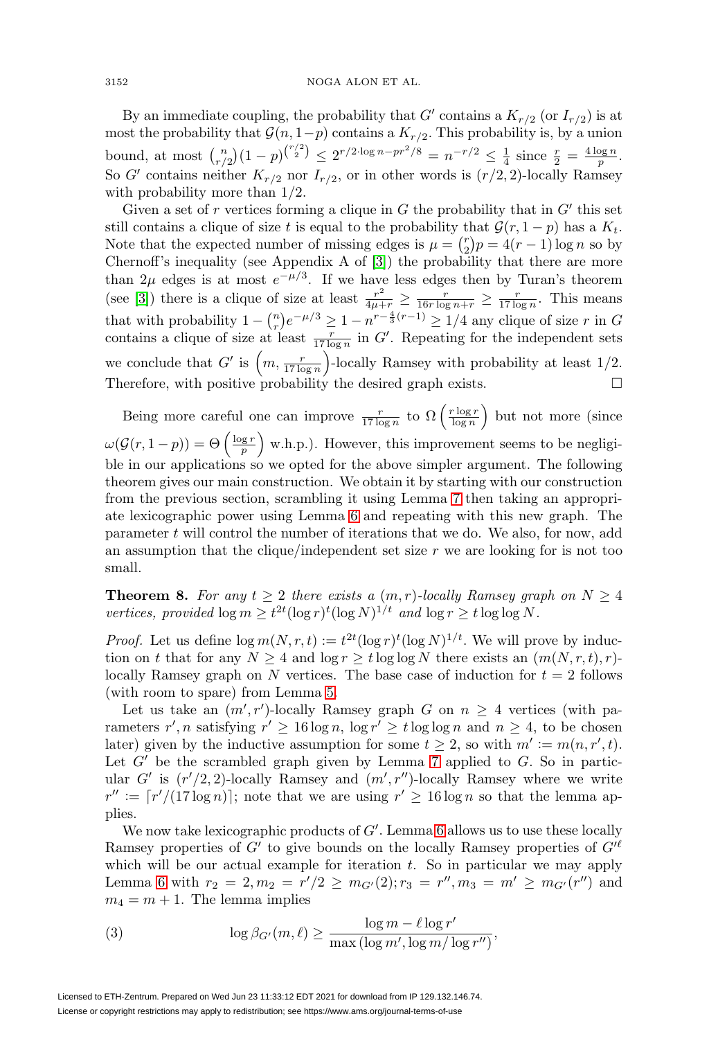By an immediate coupling, the probability that $G'$ contains a $K_{r/2}$ (or $I_{r/2}$) is at most the probability that $\mathcal{G}(n, 1-p)$ contains a $K_{r/2}$. This probability is, by a union bound, at most $\binom{n}{r/2}(1-p)^{\binom{r/2}{2}} \leq 2^{r/2 \cdot \log n - pr^2/8} = n^{-r/2} \leq \frac{1}{4}$ since $\frac{r}{2} = \frac{4 \log n}{p}$. So $G'$ contains neither $K_{r/2}$ nor $I_{r/2}$, or in other words is $(r/2, 2)$-locally Ramsey with probability more than $1/2$.

Given a set of $r$ vertices forming a clique in $G$ the probability that in $G'$ this set still contains a clique of size $t$ is equal to the probability that $\mathcal{G}(r, 1-p)$ has a $K_t$. Note that the expected number of missing edges is $\mu = \binom{r}{2}p = 4(r-1)\log n$ so by Chernoff's inequality (see Appendix A of [3]) the probability that there are more than $2\mu$ edges is at most $e^{-\mu/3}$. If we have less edges then by Turan's theorem (see [3]) there is a clique of size at least $\frac{r^2}{4\mu + r} \geq \frac{r}{16r \log n + r} \geq \frac{r}{17 \log n}$. This means that with probability $1 - \binom{n}{r}e^{-\mu/3} \geq 1 - n^{r - \frac{4}{3}(r-1)} \geq 1/4$ any clique of size $r$ in $G$ contains a clique of size at least $\frac{r}{17 \log n}$ in $G'$. Repeating for the independent sets we conclude that $G'$ is $\left(m, \frac{r}{17 \log n}\right)$-locally Ramsey with probability at least $1/2$. Therefore, with positive probability the desired graph exists. $\square$

Being more careful one can improve $\frac{r}{17 \log n}$ to $\Omega\left(\frac{r \log r}{\log n}\right)$ but not more (since $\omega(\mathcal{G}(r, 1-p)) = \Theta\left(\frac{\log r}{p}\right)$ w.h.p.). However, this improvement seems to be negligible in our applications so we opted for the above simpler argument. The following theorem gives our main construction. We obtain it by starting with our construction from the previous section, scrambling it using Lemma 7 then taking an appropriate lexicographic power using Lemma 6 and repeating with this new graph. The parameter $t$ will control the number of iterations that we do. We also, for now, add an assumption that the clique/independent set size $r$ we are looking for is not too small.

**Theorem 8.** *For any $t \geq 2$ there exists a $(m, r)$-locally Ramsey graph on $N \geq 4$ vertices, provided $\log m \geq t^{2t}(\log r)^t(\log N)^{1/t}$ and $\log r \geq t \log \log N$.*

*Proof.* Let us define $\log m(N, r, t) := t^{2t}(\log r)^t(\log N)^{1/t}$. We will prove by induction on $t$ that for any $N \geq 4$ and $\log r \geq t \log \log N$ there exists an $(m(N, r, t), r)$-locally Ramsey graph on $N$ vertices. The base case of induction for $t = 2$ follows (with room to spare) from Lemma 5.

Let us take an $(m', r')$-locally Ramsey graph $G$ on $n \geq 4$ vertices (with parameters $r', n$ satisfying $r' \geq 16 \log n$, $\log r' \geq t \log \log n$ and $n \geq 4$, to be chosen later) given by the inductive assumption for some $t \geq 2$, so with $m' := m(n, r', t)$. Let $G'$ be the scrambled graph given by Lemma 7 applied to $G$. So in particular $G'$ is $(r'/2, 2)$-locally Ramsey and $(m', r'')$-locally Ramsey where we write $r'' := \lceil r'/(17 \log n) \rceil$; note that we are using $r' \geq 16 \log n$ so that the lemma applies.

We now take lexicographic products of $G'$. Lemma 6 allows us to use these locally Ramsey properties of $G'$ to give bounds on the locally Ramsey properties of $G'^{\ell}$ which will be our actual example for iteration $t$. So in particular we may apply Lemma 6 with $r_2 = 2, m_2 = r'/2 \geq m_{G'}(2); r_3 = r'', m_3 = m' \geq m_{G'}(r'')$ and $m_4 = m + 1$. The lemma implies

$$\log \beta_{G'}(m, \ell) \geq \frac{\log m - \ell \log r'}{\max(\log m', \log m / \log r'')}, \tag{3}$$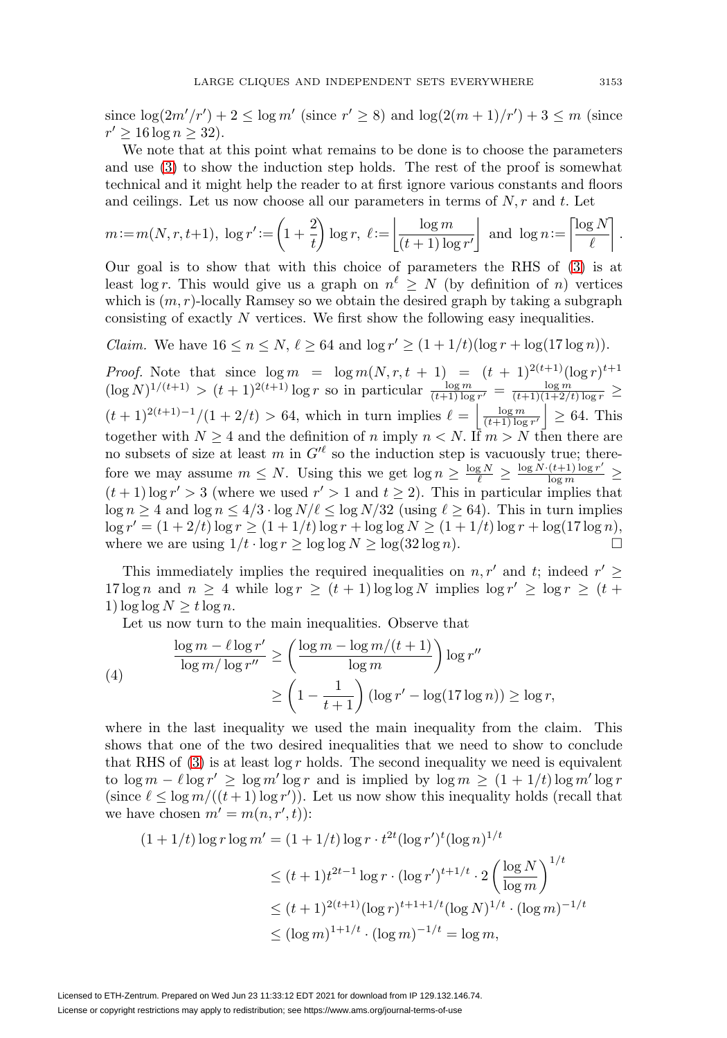since $\log(2m'/r') + 2 \le \log m'$ (since $r' \ge 8$) and $\log(2(m+1)/r') + 3 \le m$ (since $r' \ge 16 \log n \ge 32$).

We note that at this point what remains to be done is to choose the parameters and use (3) to show the induction step holds. The rest of the proof is somewhat technical and it might help the reader to at first ignore various constants and floors and ceilings. Let us now choose all our parameters in terms of $N, r$ and $t$. Let

$$m := m(N, r, t+1),\ \log r' := \left(1 + \frac{2}{t}\right) \log r,\ \ell := \left\lfloor \frac{\log m}{(t+1)\log r'} \right\rfloor \text{ and } \log n := \left\lceil \frac{\log N}{\ell} \right\rceil.$$

Our goal is to show that with this choice of parameters the RHS of (3) is at least $\log r$. This would give us a graph on $n^\ell \ge N$ (by definition of $n$) vertices which is $(m,r)$-locally Ramsey so we obtain the desired graph by taking a subgraph consisting of exactly $N$ vertices. We first show the following easy inequalities.

*Claim.* We have $16 \le n \le N$, $\ell \ge 64$ and $\log r' \ge (1 + 1/t)(\log r + \log(17 \log n))$.

*Proof.* Note that since $\log m = \log m(N, r, t+1) = (t+1)^{2(t+1)}(\log r)^{t+1} (\log N)^{1/(t+1)} > (t+1)^{2(t+1)} \log r$ so in particular $\frac{\log m}{(t+1)\log r'} = \frac{\log m}{(t+1)(1+2/t)\log r} \ge (t+1)^{2(t+1)-1}/(1+2/t) > 64$, which in turn implies $\ell = \left\lfloor \frac{\log m}{(t+1)\log r'} \right\rfloor \ge 64$. This together with $N \ge 4$ and the definition of $n$ imply $n < N$. If $m > N$ then there are no subsets of size at least $m$ in $G'^\ell$ so the induction step is vacuously true; therefore we may assume $m \le N$. Using this we get $\log n \ge \frac{\log N}{\ell} \ge \frac{\log N \cdot (t+1)\log r'}{\log m} \ge (t+1)\log r' > 3$ (where we used $r' > 1$ and $t \ge 2$). This in particular implies that $\log n \ge 4$ and $\log n \le 4/3 \cdot \log N/\ell \le \log N/32$ (using $\ell \ge 64$). This in turn implies $\log r' = (1 + 2/t)\log r \ge (1+1/t)\log r + \log\log N \ge (1+1/t)\log r + \log(17 \log n)$, where we are using $1/t \cdot \log r \ge \log\log N \ge \log(32 \log n)$. $\square$

This immediately implies the required inequalities on $n, r'$ and $t$; indeed $r' \ge 17 \log n$ and $n \ge 4$ while $\log r \ge (t+1)\log\log N$ implies $\log r' \ge \log r \ge (t+1)\log\log N \ge t \log n$.

Let us now turn to the main inequalities. Observe that

$$\begin{aligned}
\frac{\log m - \ell \log r'}{\log m / \log r''} &\ge \left(\frac{\log m - \log m/(t+1)}{\log m}\right) \log r'' \\
&\ge \left(1 - \frac{1}{t+1}\right)(\log r' - \log(17 \log n)) \ge \log r,
\end{aligned} \tag{4}$$

where in the last inequality we used the main inequality from the claim. This shows that one of the two desired inequalities that we need to show to conclude that RHS of (3) is at least $\log r$ holds. The second inequality we need is equivalent to $\log m - \ell \log r' \ge \log m' \log r$ and is implied by $\log m \ge (1+1/t)\log m' \log r$ (since $\ell \le \log m/((t+1)\log r')$). Let us now show this inequality holds (recall that we have chosen $m' = m(n, r', t)$):

$$\begin{aligned}
(1+1/t)\log r \log m' &= (1+1/t)\log r \cdot t^{2t}(\log r')^t (\log n)^{1/t} \\
&\le (t+1)t^{2t-1} \log r \cdot (\log r')^{t+1/t} \cdot 2\left(\frac{\log N}{\log m}\right)^{1/t} \\
&\le (t+1)^{2(t+1)} (\log r)^{t+1+1/t} (\log N)^{1/t} \cdot (\log m)^{-1/t} \\
&\le (\log m)^{1+1/t} \cdot (\log m)^{-1/t} = \log m,
\end{aligned}$$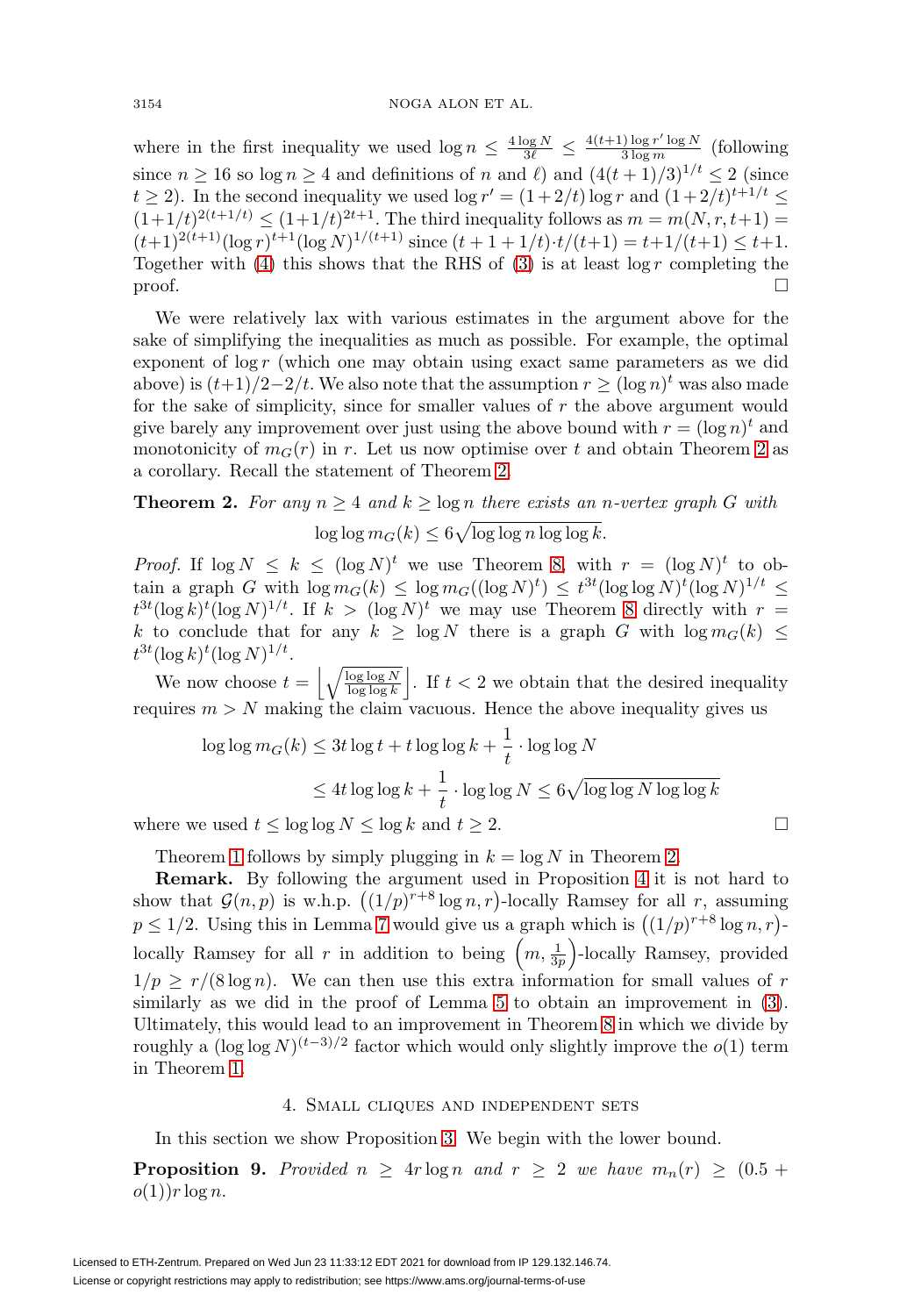where in the first inequality we used $\log n \le \frac{4\log N}{3\ell} \le \frac{4(t+1)\log r' \log N}{3\log m}$ (following since $n \ge 16$ so $\log n \ge 4$ and definitions of $n$ and $\ell$) and $(4(t+1)/3)^{1/t} \le 2$ (since $t \ge 2$). In the second inequality we used $\log r' = (1+2/t)\log r$ and $(1+2/t)^{t+1/t} \le (1+1/t)^{2(t+1/t)} \le (1+1/t)^{2t+1}$. The third inequality follows as $m = m(N, r, t+1) = (t+1)^{2(t+1)}(\log r)^{t+1}(\log N)^{1/(t+1)}$ since $(t+1+1/t)\cdot t/(t+1) = t+1/(t+1) \le t+1$. Together with (4) this shows that the RHS of (3) is at least $\log r$ completing the proof. □

We were relatively lax with various estimates in the argument above for the sake of simplifying the inequalities as much as possible. For example, the optimal exponent of $\log r$ (which one may obtain using exact same parameters as we did above) is $(t+1)/2-2/t$. We also note that the assumption $r \ge (\log n)^t$ was also made for the sake of simplicity, since for smaller values of $r$ the above argument would give barely any improvement over just using the above bound with $r = (\log n)^t$ and monotonicity of $m_G(r)$ in $r$. Let us now optimise over $t$ and obtain Theorem 2 as a corollary. Recall the statement of Theorem 2.

**Theorem 2.** *For any $n \ge 4$ and $k \ge \log n$ there exists an $n$-vertex graph $G$ with*

$$\log\log m_G(k) \le 6\sqrt{\log\log n \log\log k}.$$

*Proof.* If $\log N \le k \le (\log N)^t$ we use Theorem 8, with $r = (\log N)^t$ to obtain a graph $G$ with $\log m_G(k) \le \log m_G((\log N)^t) \le t^{3t}(\log\log N)^t(\log N)^{1/t} \le t^{3t}(\log k)^t(\log N)^{1/t}$. If $k > (\log N)^t$ we may use Theorem 8 directly with $r = k$ to conclude that for any $k \ge \log N$ there is a graph $G$ with $\log m_G(k) \le t^{3t}(\log k)^t(\log N)^{1/t}$.

We now choose $t = \left\lfloor \sqrt{\frac{\log\log N}{\log\log k}} \right\rfloor$. If $t < 2$ we obtain that the desired inequality requires $m > N$ making the claim vacuous. Hence the above inequality gives us

$$\begin{aligned}
\log\log m_G(k) &\le 3t\log t + t\log\log k + \frac{1}{t}\cdot\log\log N \\
&\le 4t\log\log k + \frac{1}{t}\cdot\log\log N \le 6\sqrt{\log\log N \log\log k}
\end{aligned}$$

where we used $t \le \log\log N \le \log k$ and $t \ge 2$. □

Theorem 1 follows by simply plugging in $k = \log N$ in Theorem 2.

**Remark.** By following the argument used in Proposition 4 it is not hard to show that $\mathcal{G}(n,p)$ is w.h.p. $\left((1/p)^{r+8}\log n, r\right)$-locally Ramsey for all $r$, assuming $p \le 1/2$. Using this in Lemma 7 would give us a graph which is $\left((1/p)^{r+8}\log n, r\right)$-locally Ramsey for all $r$ in addition to being $\left(m, \frac{1}{3p}\right)$-locally Ramsey, provided $1/p \ge r/(8\log n)$. We can then use this extra information for small values of $r$ similarly as we did in the proof of Lemma 5 to obtain an improvement in (3). Ultimately, this would lead to an improvement in Theorem 8 in which we divide by roughly a $(\log\log N)^{(t-3)/2}$ factor which would only slightly improve the $o(1)$ term in Theorem 1.

## 4. Small cliques and independent sets

In this section we show Proposition 3. We begin with the lower bound.

**Proposition 9.** *Provided $n \ge 4r\log n$ and $r \ge 2$ we have $m_n(r) \ge (0.5 + o(1))r\log n$.*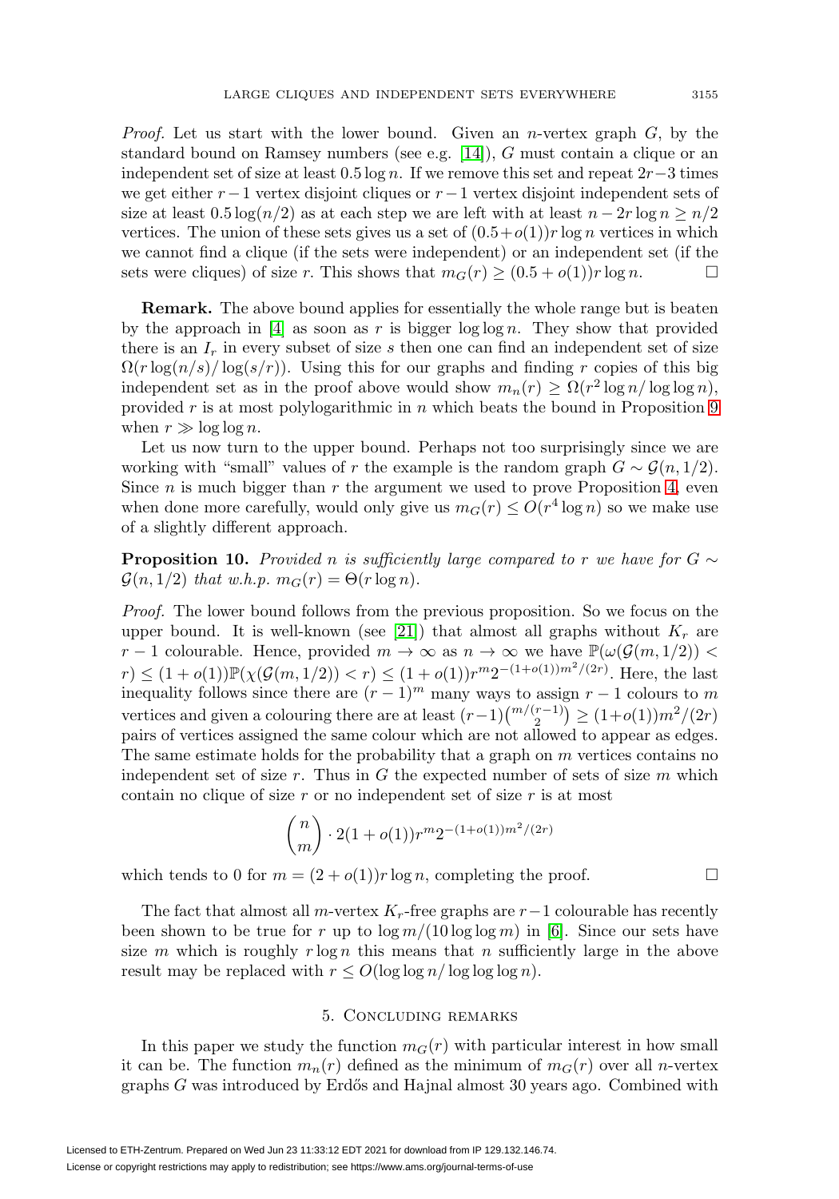*Proof.* Let us start with the lower bound. Given an $n$-vertex graph $G$, by the standard bound on Ramsey numbers (see e.g. [14]), $G$ must contain a clique or an independent set of size at least $0.5 \log n$. If we remove this set and repeat $2r-3$ times we get either $r-1$ vertex disjoint cliques or $r-1$ vertex disjoint independent sets of size at least $0.5 \log(n/2)$ as at each step we are left with at least $n - 2r \log n \geq n/2$ vertices. The union of these sets gives us a set of $(0.5+o(1))r \log n$ vertices in which we cannot find a clique (if the sets were independent) or an independent set (if the sets were cliques) of size $r$. This shows that $m_G(r) \geq (0.5 + o(1))r \log n$. $\square$

**Remark.** The above bound applies for essentially the whole range but is beaten by the approach in [4] as soon as $r$ is bigger $\log \log n$. They show that provided there is an $I_r$ in every subset of size $s$ then one can find an independent set of size $\Omega(r \log(n/s)/ \log(s/r))$. Using this for our graphs and finding $r$ copies of this big independent set as in the proof above would show $m_n(r) \geq \Omega(r^2 \log n/ \log \log n)$, provided $r$ is at most polylogarithmic in $n$ which beats the bound in Proposition 9 when $r \gg \log \log n$.

Let us now turn to the upper bound. Perhaps not too surprisingly since we are working with "small" values of $r$ the example is the random graph $G \sim \mathcal{G}(n, 1/2)$. Since $n$ is much bigger than $r$ the argument we used to prove Proposition 4, even when done more carefully, would only give us $m_G(r) \leq O(r^4 \log n)$ so we make use of a slightly different approach.

**Proposition 10.** *Provided $n$ is sufficiently large compared to $r$ we have for $G \sim \mathcal{G}(n, 1/2)$ that w.h.p. $m_G(r) = \Theta(r \log n)$.*

*Proof.* The lower bound follows from the previous proposition. So we focus on the upper bound. It is well-known (see [21]) that almost all graphs without $K_r$ are $r-1$ colourable. Hence, provided $m \to \infty$ as $n \to \infty$ we have $\mathbb{P}(\omega(\mathcal{G}(m, 1/2)) < r) \leq (1+o(1))\mathbb{P}(\chi(\mathcal{G}(m, 1/2)) < r) \leq (1+o(1))r^m 2^{-(1+o(1))m^2/(2r)}$. Here, the last inequality follows since there are $(r-1)^m$ many ways to assign $r-1$ colours to $m$ vertices and given a colouring there are at least $(r-1)\binom{m/(r-1)}{2} \geq (1+o(1))m^2/(2r)$ pairs of vertices assigned the same colour which are not allowed to appear as edges. The same estimate holds for the probability that a graph on $m$ vertices contains no independent set of size $r$. Thus in $G$ the expected number of sets of size $m$ which contain no clique of size $r$ or no independent set of size $r$ is at most

$$\binom{n}{m} \cdot 2(1+o(1))r^m 2^{-(1+o(1))m^2/(2r)}$$

which tends to 0 for $m = (2+o(1))r \log n$, completing the proof. $\square$

The fact that almost all $m$-vertex $K_r$-free graphs are $r-1$ colourable has recently been shown to be true for $r$ up to $\log m/(10 \log \log m)$ in [6]. Since our sets have size $m$ which is roughly $r \log n$ this means that $n$ sufficiently large in the above result may be replaced with $r \leq O(\log \log n/ \log \log \log n)$.

## 5. Concluding remarks

In this paper we study the function $m_G(r)$ with particular interest in how small it can be. The function $m_n(r)$ defined as the minimum of $m_G(r)$ over all $n$-vertex graphs $G$ was introduced by Erdős and Hajnal almost 30 years ago. Combined with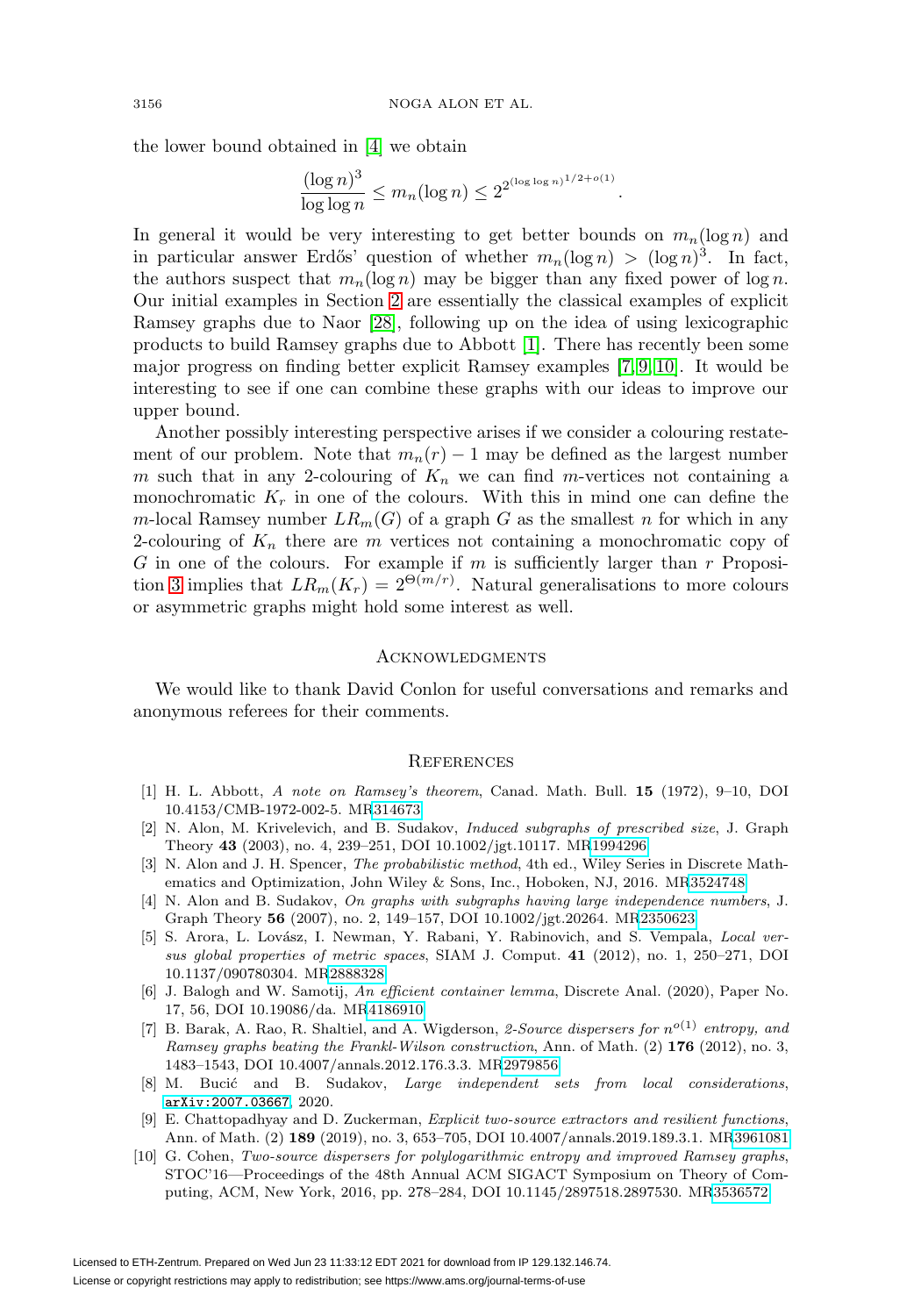the lower bound obtained in [4] we obtain

$$\frac{(\log n)^3}{\log \log n} \leq m_n(\log n) \leq 2^{2^{(\log \log n)^{1/2+o(1)}}}.$$

In general it would be very interesting to get better bounds on $m_n(\log n)$ and in particular answer Erdős' question of whether $m_n(\log n) > (\log n)^3$. In fact, the authors suspect that $m_n(\log n)$ may be bigger than any fixed power of $\log n$. Our initial examples in Section 2 are essentially the classical examples of explicit Ramsey graphs due to Naor [28], following up on the idea of using lexicographic products to build Ramsey graphs due to Abbott [1]. There has recently been some major progress on finding better explicit Ramsey examples [7, 9, 10]. It would be interesting to see if one can combine these graphs with our ideas to improve our upper bound.

Another possibly interesting perspective arises if we consider a colouring restatement of our problem. Note that $m_n(r) - 1$ may be defined as the largest number $m$ such that in any 2-colouring of $K_n$ we can find $m$-vertices not containing a monochromatic $K_r$ in one of the colours. With this in mind one can define the $m$-local Ramsey number $LR_m(G)$ of a graph $G$ as the smallest $n$ for which in any 2-colouring of $K_n$ there are $m$ vertices not containing a monochromatic copy of $G$ in one of the colours. For example if $m$ is sufficiently larger than $r$ Proposition 3 implies that $LR_m(K_r) = 2^{\Theta(m/r)}$. Natural generalisations to more colours or asymmetric graphs might hold some interest as well.

## Acknowledgments

We would like to thank David Conlon for useful conversations and remarks and anonymous referees for their comments.

## References

[1] H. L. Abbott, *A note on Ramsey's theorem*, Canad. Math. Bull. **15** (1972), 9–10, DOI 10.4153/CMB-1972-002-5. MR314673

[2] N. Alon, M. Krivelevich, and B. Sudakov, *Induced subgraphs of prescribed size*, J. Graph Theory **43** (2003), no. 4, 239–251, DOI 10.1002/jgt.10117. MR1994296

[3] N. Alon and J. H. Spencer, *The probabilistic method*, 4th ed., Wiley Series in Discrete Mathematics and Optimization, John Wiley & Sons, Inc., Hoboken, NJ, 2016. MR3524748

[4] N. Alon and B. Sudakov, *On graphs with subgraphs having large independence numbers*, J. Graph Theory **56** (2007), no. 2, 149–157, DOI 10.1002/jgt.20264. MR2350623

[5] S. Arora, L. Lovász, I. Newman, Y. Rabani, Y. Rabinovich, and S. Vempala, *Local versus global properties of metric spaces*, SIAM J. Comput. **41** (2012), no. 1, 250–271, DOI 10.1137/090780304. MR2888328

[6] J. Balogh and W. Samotij, *An efficient container lemma*, Discrete Anal. (2020), Paper No. 17, 56, DOI 10.19086/da. MR4186910

[7] B. Barak, A. Rao, R. Shaltiel, and A. Wigderson, *2-Source dispersers for $n^{o(1)}$ entropy, and Ramsey graphs beating the Frankl-Wilson construction*, Ann. of Math. (2) **176** (2012), no. 3, 1483–1543, DOI 10.4007/annals.2012.176.3.3. MR2979856

[8] M. Bucić and B. Sudakov, *Large independent sets from local considerations*, arXiv:2007.03667, 2020.

[9] E. Chattopadhyay and D. Zuckerman, *Explicit two-source extractors and resilient functions*, Ann. of Math. (2) **189** (2019), no. 3, 653–705, DOI 10.4007/annals.2019.189.3.1. MR3961081

[10] G. Cohen, *Two-source dispersers for polylogarithmic entropy and improved Ramsey graphs*, STOC'16—Proceedings of the 48th Annual ACM SIGACT Symposium on Theory of Computing, ACM, New York, 2016, pp. 278–284, DOI 10.1145/2897518.2897530. MR3536572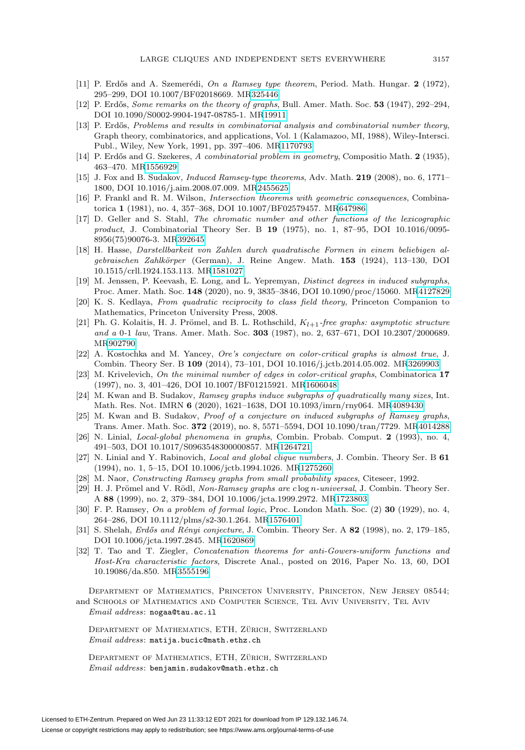[11] P. Erdős and A. Szemerédi, *On a Ramsey type theorem*, Period. Math. Hungar. **2** (1972), 295–299, DOI 10.1007/BF02018669. MR325446

[12] P. Erdős, *Some remarks on the theory of graphs*, Bull. Amer. Math. Soc. **53** (1947), 292–294, DOI 10.1090/S0002-9904-1947-08785-1. MR19911

[13] P. Erdős, *Problems and results in combinatorial analysis and combinatorial number theory*, Graph theory, combinatorics, and applications, Vol. 1 (Kalamazoo, MI, 1988), Wiley-Intersci. Publ., Wiley, New York, 1991, pp. 397–406. MR1170793

[14] P. Erdős and G. Szekeres, *A combinatorial problem in geometry*, Compositio Math. **2** (1935), 463–470. MR1556929

[15] J. Fox and B. Sudakov, *Induced Ramsey-type theorems*, Adv. Math. **219** (2008), no. 6, 1771–1800, DOI 10.1016/j.aim.2008.07.009. MR2455625

[16] P. Frankl and R. M. Wilson, *Intersection theorems with geometric consequences*, Combinatorica **1** (1981), no. 4, 357–368, DOI 10.1007/BF02579457. MR647986

[17] D. Geller and S. Stahl, *The chromatic number and other functions of the lexicographic product*, J. Combinatorial Theory Ser. B **19** (1975), no. 1, 87–95, DOI 10.1016/0095-8956(75)90076-3. MR392645

[18] H. Hasse, *Darstellbarkeit von Zahlen durch quadratische Formen in einem beliebigen algebraischen Zahlkörper* (German), J. Reine Angew. Math. **153** (1924), 113–130, DOI 10.1515/crll.1924.153.113. MR1581027

[19] M. Jenssen, P. Keevash, E. Long, and L. Yepremyan, *Distinct degrees in induced subgraphs*, Proc. Amer. Math. Soc. **148** (2020), no. 9, 3835–3846, DOI 10.1090/proc/15060. MR4127829

[20] K. S. Kedlaya, *From quadratic reciprocity to class field theory*, Princeton Companion to Mathematics, Princeton University Press, 2008.

[21] Ph. G. Kolaitis, H. J. Prömel, and B. L. Rothschild, *$K_{l+1}$-free graphs: asymptotic structure and a 0-1 law*, Trans. Amer. Math. Soc. **303** (1987), no. 2, 637–671, DOI 10.2307/2000689. MR902790

[22] A. Kostochka and M. Yancey, *Ore's conjecture on color-critical graphs is almost true*, J. Combin. Theory Ser. B **109** (2014), 73–101, DOI 10.1016/j.jctb.2014.05.002. MR3269903

[23] M. Krivelevich, *On the minimal number of edges in color-critical graphs*, Combinatorica **17** (1997), no. 3, 401–426, DOI 10.1007/BF01215921. MR1606048

[24] M. Kwan and B. Sudakov, *Ramsey graphs induce subgraphs of quadratically many sizes*, Int. Math. Res. Not. IMRN **6** (2020), 1621–1638, DOI 10.1093/imrn/rny064. MR4089430

[25] M. Kwan and B. Sudakov, *Proof of a conjecture on induced subgraphs of Ramsey graphs*, Trans. Amer. Math. Soc. **372** (2019), no. 8, 5571–5594, DOI 10.1090/tran/7729. MR4014288

[26] N. Linial, *Local-global phenomena in graphs*, Combin. Probab. Comput. **2** (1993), no. 4, 491–503, DOI 10.1017/S0963548300000857. MR1264721

[27] N. Linial and Y. Rabinovich, *Local and global clique numbers*, J. Combin. Theory Ser. B **61** (1994), no. 1, 5–15, DOI 10.1006/jctb.1994.1026. MR1275260

[28] M. Naor, *Constructing Ramsey graphs from small probability spaces*, Citeseer, 1992.

[29] H. J. Prömel and V. Rödl, *Non-Ramsey graphs are $c \log n$-universal*, J. Combin. Theory Ser. A **88** (1999), no. 2, 379–384, DOI 10.1006/jcta.1999.2972. MR1723803

[30] F. P. Ramsey, *On a problem of formal logic*, Proc. London Math. Soc. (2) **30** (1929), no. 4, 264–286, DOI 10.1112/plms/s2-30.1.264. MR1576401

[31] S. Shelah, *Erdős and Rényi conjecture*, J. Combin. Theory Ser. A **82** (1998), no. 2, 179–185, DOI 10.1006/jcta.1997.2845. MR1620869

[32] T. Tao and T. Ziegler, *Concatenation theorems for anti-Gowers-uniform functions and Host-Kra characteristic factors*, Discrete Anal., posted on 2016, Paper No. 13, 60, DOI 10.19086/da.850. MR3555196

Department of Mathematics, Princeton University, Princeton, New Jersey 08544; and Schools of Mathematics and Computer Science, Tel Aviv University, Tel Aviv
*Email address*: nogaa@tau.ac.il

Department of Mathematics, ETH, Zürich, Switzerland
*Email address*: matija.bucic@math.ethz.ch

Department of Mathematics, ETH, Zürich, Switzerland
*Email address*: benjamin.sudakov@math.ethz.ch